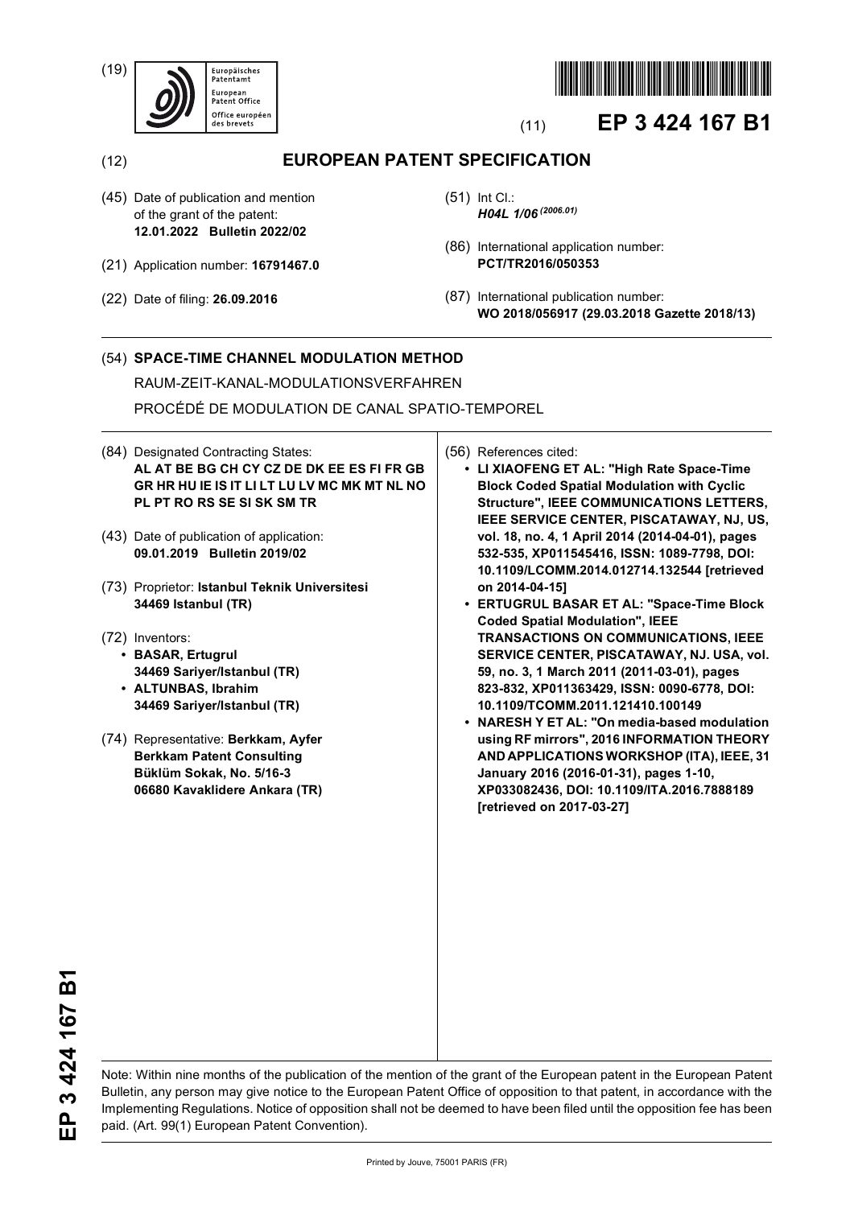(19) Europäisches Patentamt
European Patent Office
Office européen des brevets

(11) **EP 3 424 167 B1**

(12) **EUROPEAN PATENT SPECIFICATION**

(45) Date of publication and mention of the grant of the patent:
**12.01.2022 Bulletin 2022/02**

(21) Application number: **16791467.0**

(22) Date of filing: **26.09.2016**

(51) Int Cl.:
***H04L 1/06*** *(2006.01)*

(86) International application number:
**PCT/TR2016/050353**

(87) International publication number:
**WO 2018/056917 (29.03.2018 Gazette 2018/13)**

(54) **SPACE-TIME CHANNEL MODULATION METHOD**

RAUM-ZEIT-KANAL-MODULATIONSVERFAHREN

PROCÉDÉ DE MODULATION DE CANAL SPATIO-TEMPOREL

(84) Designated Contracting States:
**AL AT BE BG CH CY CZ DE DK EE ES FI FR GB GR HR HU IE IS IT LI LT LU LV MC MK MT NL NO PL PT RO RS SE SI SK SM TR**

(43) Date of publication of application:
**09.01.2019 Bulletin 2019/02**

(73) Proprietor: **Istanbul Teknik Universitesi**
**34469 Istanbul (TR)**

(72) Inventors:
- **BASAR, Ertugrul**
  **34469 Sariyer/Istanbul (TR)**
- **ALTUNBAS, Ibrahim**
  **34469 Sariyer/Istanbul (TR)**

(74) Representative: **Berkkam, Ayfer**
**Berkkam Patent Consulting**
**Büklüm Sokak, No. 5/16-3**
**06680 Kavaklidere Ankara (TR)**

(56) References cited:
- **LI XIAOFENG ET AL: "High Rate Space-Time Block Coded Spatial Modulation with Cyclic Structure", IEEE COMMUNICATIONS LETTERS, IEEE SERVICE CENTER, PISCATAWAY, NJ, US, vol. 18, no. 4, 1 April 2014 (2014-04-01), pages 532-535, XP011545416, ISSN: 1089-7798, DOI: 10.1109/LCOMM.2014.012714.132544 [retrieved on 2014-04-15]**
- **ERTUGRUL BASAR ET AL: "Space-Time Block Coded Spatial Modulation", IEEE TRANSACTIONS ON COMMUNICATIONS, IEEE SERVICE CENTER, PISCATAWAY, NJ. USA, vol. 59, no. 3, 1 March 2011 (2011-03-01), pages 823-832, XP011363429, ISSN: 0090-6778, DOI: 10.1109/TCOMM.2011.121410.100149**
- **NARESH Y ET AL: "On media-based modulation using RF mirrors", 2016 INFORMATION THEORY AND APPLICATIONS WORKSHOP (ITA), IEEE, 31 January 2016 (2016-01-31), pages 1-10, XP033082436, DOI: 10.1109/ITA.2016.7888189 [retrieved on 2017-03-27]**

Note: Within nine months of the publication of the mention of the grant of the European patent in the European Patent Bulletin, any person may give notice to the European Patent Office of opposition to that patent, in accordance with the Implementing Regulations. Notice of opposition shall not be deemed to have been filed until the opposition fee has been paid. (Art. 99(1) European Patent Convention).

Printed by Jouve, 75001 PARIS (FR)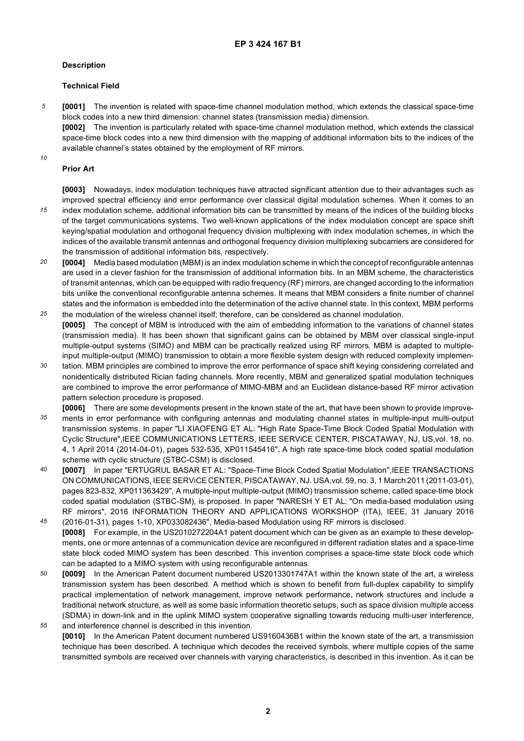## Description

### Technical Field

**[0001]** The invention is related with space-time channel modulation method, which extends the classical space-time block codes into a new third dimension: channel states (transmission media) dimension.

**[0002]** The invention is particularly related with space-time channel modulation method, which extends the classical space-time block codes into a new third dimension with the mapping of additional information bits to the indices of the available channel's states obtained by the employment of RF mirrors.

### Prior Art

**[0003]** Nowadays, index modulation techniques have attracted significant attention due to their advantages such as improved spectral efficiency and error performance over classical digital modulation schemes. When it comes to an index modulation scheme, additional information bits can be transmitted by means of the indices of the building blocks of the target communications systems. Two well-known applications of the index modulation concept are space shift keying/spatial modulation and orthogonal frequency division multiplexing with index modulation schemes, in which the indices of the available transmit antennas and orthogonal frequency division multiplexing subcarriers are considered for the transmission of additional information bits, respectively.

**[0004]** Media based modulation (MBM) is an index modulation scheme in which the concept of reconfigurable antennas are used in a clever fashion for the transmission of additional information bits. In an MBM scheme, the characteristics of transmit antennas, which can be equipped with radio frequency (RF) mirrors, are changed according to the information bits unlike the conventional reconfigurable antenna schemes. It means that MBM considers a finite number of channel states and the information is embedded into the determination of the active channel state. In this context, MBM performs the modulation of the wireless channel itself; therefore, can be considered as channel modulation.

**[0005]** The concept of MBM is introduced with the aim of embedding information to the variations of channel states (transmission media). It has been shown that significant gains can be obtained by MBM over classical single-input multiple-output systems (SIMO) and MBM can be practically realized using RF mirrors. MBM is adapted to multiple-input multiple-output (MIMO) transmission to obtain a more flexible system design with reduced complexity implementation. MBM principles are combined to improve the error performance of space shift keying considering correlated and nonidentically distributed Rician fading channels. More recently, MBM and generalized spatial modulation techniques are combined to improve the error performance of MIMO-MBM and an Euclidean distance-based RF mirror activation pattern selection procedure is proposed.

**[0006]** There are some developments present in the known state of the art, that have been shown to provide improvements in error performance with configuring antennas and modulating channel states in multiple-input multi-output transmission systems. In paper "LI XIAOFENG ET AL: "High Rate Space-Time Block Coded Spatial Modulation with Cyclic Structure",IEEE COMMUNICATIONS LETTERS, IEEE SERViCE CENTER, PISCATAWAY, NJ, US,vol. 18, no. 4, 1 April 2014 (2014-04-01), pages 532-535, XP011545416", A high rate space-time block coded spatial modulation scheme with cyclic structure (STBC-CSM) is disclosed.

**[0007]** In paper "ERTUGRUL BASAR ET AL: "Space-Time Block Coded Spatial Modulation",IEEE TRANSACTIONS ON COMMUNICATIONS, IEEE SERViCE CENTER, PISCATAWAY, NJ. USA,vol. 59, no. 3, 1 March 2011 (2011-03-01), pages 823-832, XP011363429", A multiple-input multiple-output (MIMO) transmission scheme, called space-time block coded spatial modulation (STBC-SM), is proposed. In paper "NARESH Y ET AL: "On media-based modulation using RF mirrors", 2016 INFORMATION THEORY AND APPLICATIONS WORKSHOP (ITA), IEEE, 31 January 2016 (2016-01-31), pages 1-10, XP033082436", Media-based Modulation using RF mirrors is disclosed.

**[0008]** For example, in the US2010272204A1 patent document which can be given as an example to these developments, one or more antennas of a communication device are reconfigured in different radiation states and a space-time state block coded MIMO system has been described. This invention comprises a space-time state block code which can be adapted to a MIMO system with using reconfigurable antennas.

**[0009]** In the American Patent document numbered US2013301747A1 within the known state of the art, a wireless transmission system has been described. A method which is shown to benefit from full-duplex capability to simplify practical implementation of network management, improve network performance, network structures and include a traditional network structure, as well as some basic information theoretic setups, such as space division multiple access (SDMA) in down-link and in the uplink MIMO system cooperative signalling towards reducing multi-user interference, and interference channel is described in this invention.

**[0010]** In the American Patent document numbered US9160436B1 within the known state of the art, a transmission technique has been described. A technique which decodes the received symbols, where multiple copies of the same transmitted symbols are received over channels with varying characteristics, is described in this invention. As it can be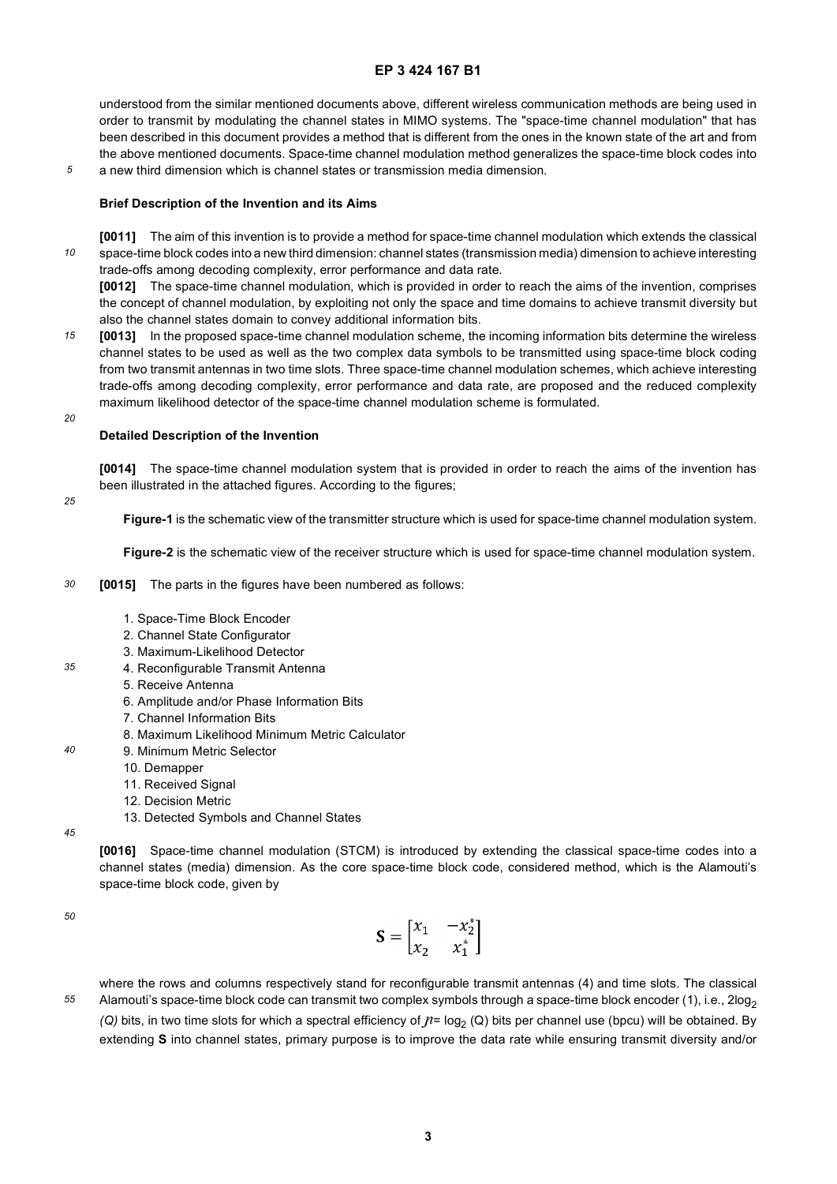understood from the similar mentioned documents above, different wireless communication methods are being used in order to transmit by modulating the channel states in MIMO systems. The "space-time channel modulation" that has been described in this document provides a method that is different from the ones in the known state of the art and from the above mentioned documents. Space-time channel modulation method generalizes the space-time block codes into a new third dimension which is channel states or transmission media dimension.

### Brief Description of the Invention and its Aims

**[0011]** The aim of this invention is to provide a method for space-time channel modulation which extends the classical space-time block codes into a new third dimension: channel states (transmission media) dimension to achieve interesting trade-offs among decoding complexity, error performance and data rate.

**[0012]** The space-time channel modulation, which is provided in order to reach the aims of the invention, comprises the concept of channel modulation, by exploiting not only the space and time domains to achieve transmit diversity but also the channel states domain to convey additional information bits.

**[0013]** In the proposed space-time channel modulation scheme, the incoming information bits determine the wireless channel states to be used as well as the two complex data symbols to be transmitted using space-time block coding from two transmit antennas in two time slots. Three space-time channel modulation schemes, which achieve interesting trade-offs among decoding complexity, error performance and data rate, are proposed and the reduced complexity maximum likelihood detector of the space-time channel modulation scheme is formulated.

### Detailed Description of the Invention

**[0014]** The space-time channel modulation system that is provided in order to reach the aims of the invention has been illustrated in the attached figures. According to the figures;

**Figure-1** is the schematic view of the transmitter structure which is used for space-time channel modulation system.

**Figure-2** is the schematic view of the receiver structure which is used for space-time channel modulation system.

**[0015]** The parts in the figures have been numbered as follows:

1. Space-Time Block Encoder
2. Channel State Configurator
3. Maximum-Likelihood Detector
4. Reconfigurable Transmit Antenna
5. Receive Antenna
6. Amplitude and/or Phase Information Bits
7. Channel Information Bits
8. Maximum Likelihood Minimum Metric Calculator
9. Minimum Metric Selector
10. Demapper
11. Received Signal
12. Decision Metric
13. Detected Symbols and Channel States

**[0016]** Space-time channel modulation (STCM) is introduced by extending the classical space-time codes into a channel states (media) dimension. As the core space-time block code, considered method, which is the Alamouti's space-time block code, given by

$$\mathbf{S} = \begin{bmatrix} x_1 & -x_2^* \\ x_2 & x_1^* \end{bmatrix}$$

where the rows and columns respectively stand for reconfigurable transmit antennas (4) and time slots. The classical Alamouti's space-time block code can transmit two complex symbols through a space-time block encoder (1), i.e., $2\log_2(Q)$ bits, in two time slots for which a spectral efficiency of $\eta = \log_2(Q)$ bits per channel use (bpcu) will be obtained. By extending $\mathbf{S}$ into channel states, primary purpose is to improve the data rate while ensuring transmit diversity and/or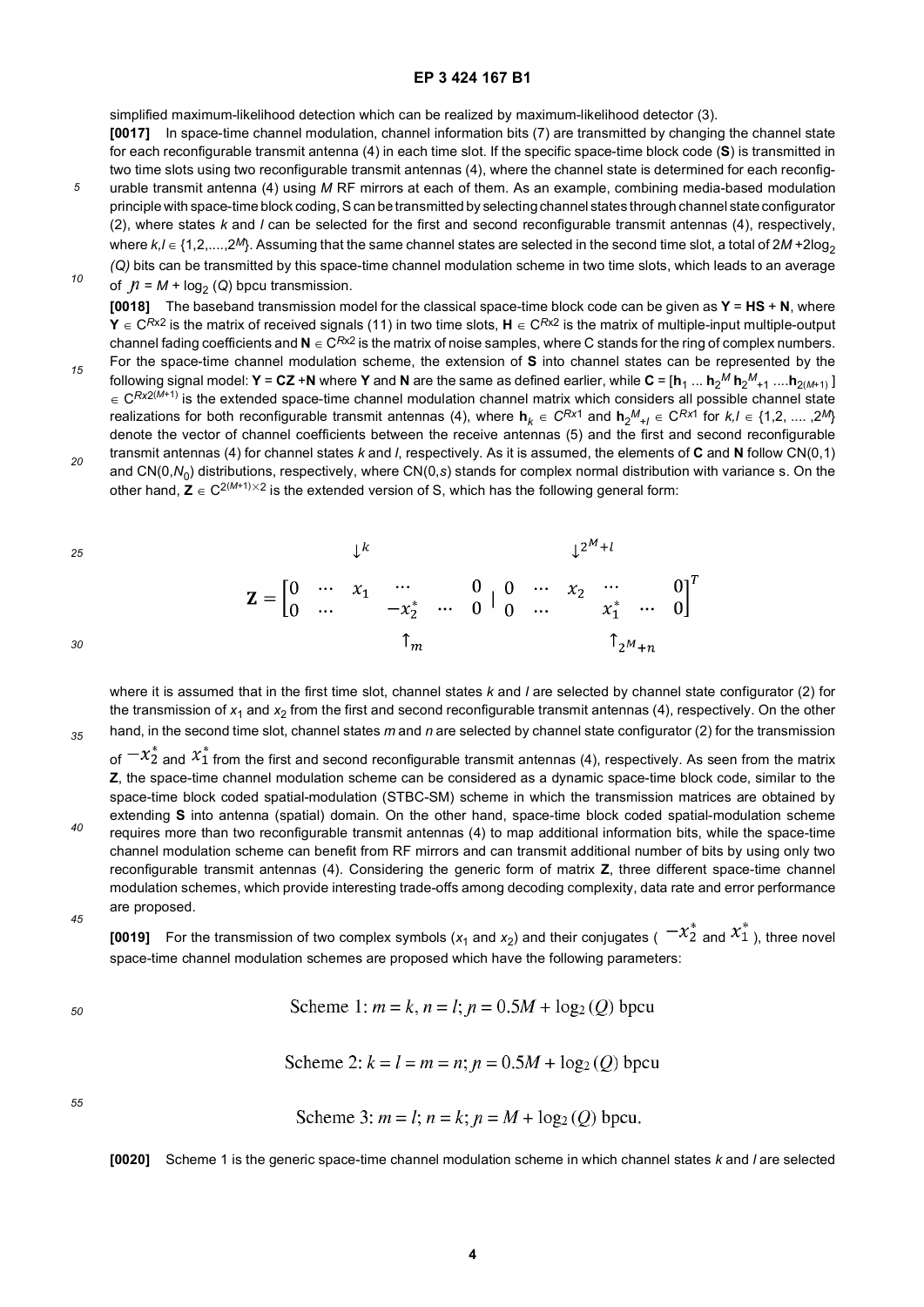simplified maximum-likelihood detection which can be realized by maximum-likelihood detector (3).

**[0017]** In space-time channel modulation, channel information bits (7) are transmitted by changing the channel state for each reconfigurable transmit antenna (4) in each time slot. If the specific space-time block code (**S**) is transmitted in two time slots using two reconfigurable transmit antennas (4), where the channel state is determined for each reconfigurable transmit antenna (4) using $M$ RF mirrors at each of them. As an example, combining media-based modulation principle with space-time block coding, S can be transmitted by selecting channel states through channel state configurator (2), where states $k$ and $l$ can be selected for the first and second reconfigurable transmit antennas (4), respectively, where $k,l \in \{1,2,....,2^M\}$. Assuming that the same channel states are selected in the second time slot, a total of $2M + 2\log_2(Q)$ bits can be transmitted by this space-time channel modulation scheme in two time slots, which leads to an average of $\eta = M + \log_2(Q)$ bpcu transmission.

**[0018]** The baseband transmission model for the classical space-time block code can be given as $\mathbf{Y} = \mathbf{HS} + \mathbf{N}$, where $\mathbf{Y} \in C^{Rx2}$ is the matrix of received signals (11) in two time slots, $\mathbf{H} \in C^{Rx2}$ is the matrix of multiple-input multiple-output channel fading coefficients and $\mathbf{N} \in C^{Rx2}$ is the matrix of noise samples, where C stands for the ring of complex numbers. For the space-time channel modulation scheme, the extension of **S** into channel states can be represented by the following signal model: $\mathbf{Y} = \mathbf{CZ} + \mathbf{N}$ where **Y** and **N** are the same as defined earlier, while $\mathbf{C} = [\mathbf{h}_1 \ldots \mathbf{h}_{2^M} \mathbf{h}_{2^M+1} \ldots \mathbf{h}_{2(M+1)}] \in C^{Rx2(M+1)}$ is the extended space-time channel modulation channel matrix which considers all possible channel state realizations for both reconfigurable transmit antennas (4), where $\mathbf{h}_k \in C^{Rx1}$ and $\mathbf{h}_{2^M+l} \in C^{Rx1}$ for $k,l \in \{1,2, \ldots ,2^M\}$ denote the vector of channel coefficients between the receive antennas (5) and the first and second reconfigurable transmit antennas (4) for channel states $k$ and $l$, respectively. As it is assumed, the elements of **C** and **N** follow $CN(0,1)$ and $CN(0,N_0)$ distributions, respectively, where $CN(0,s)$ stands for complex normal distribution with variance s. On the other hand, $\mathbf{Z} \in C^{2(M+1)\times 2}$ is the extended version of S, which has the following general form:

$$\mathbf{Z} = \begin{bmatrix} 0 & \cdots & \overset{\downarrow k}{x_1} & \cdots & & 0 & | & 0 & \cdots & \overset{\downarrow 2^M+l}{x_2} & \cdots & & 0 \\ 0 & \cdots & & \underset{\uparrow m}{-x_2^*} & \cdots & 0 & | & 0 & \cdots & & \underset{\uparrow 2^M+n}{x_1^*} & \cdots & 0 \end{bmatrix}^T$$

where it is assumed that in the first time slot, channel states $k$ and $l$ are selected by channel state configurator (2) for the transmission of $x_1$ and $x_2$ from the first and second reconfigurable transmit antennas (4), respectively. On the other hand, in the second time slot, channel states $m$ and $n$ are selected by channel state configurator (2) for the transmission of $-x_2^*$ and $x_1^*$ from the first and second reconfigurable transmit antennas (4), respectively. As seen from the matrix **Z**, the space-time channel modulation scheme can be considered as a dynamic space-time block code, similar to the space-time block coded spatial-modulation (STBC-SM) scheme in which the transmission matrices are obtained by extending **S** into antenna (spatial) domain. On the other hand, space-time block coded spatial-modulation scheme requires more than two reconfigurable transmit antennas (4) to map additional information bits, while the space-time channel modulation scheme can benefit from RF mirrors and can transmit additional number of bits by using only two reconfigurable transmit antennas (4). Considering the generic form of matrix **Z**, three different space-time channel modulation schemes, which provide interesting trade-offs among decoding complexity, data rate and error performance are proposed.

**[0019]** For the transmission of two complex symbols ($x_1$ and $x_2$) and their conjugates ($-x_2^*$ and $x_1^*$), three novel space-time channel modulation schemes are proposed which have the following parameters:

$$\text{Scheme 1: } m = k, n = l; \eta = 0.5M + \log_2(Q) \text{ bpcu}$$

$$\text{Scheme 2: } k = l = m = n; \eta = 0.5M + \log_2(Q) \text{ bpcu}$$

$$\text{Scheme 3: } m = l; n = k; \eta = M + \log_2(Q) \text{ bpcu.}$$

**[0020]** Scheme 1 is the generic space-time channel modulation scheme in which channel states $k$ and $l$ are selected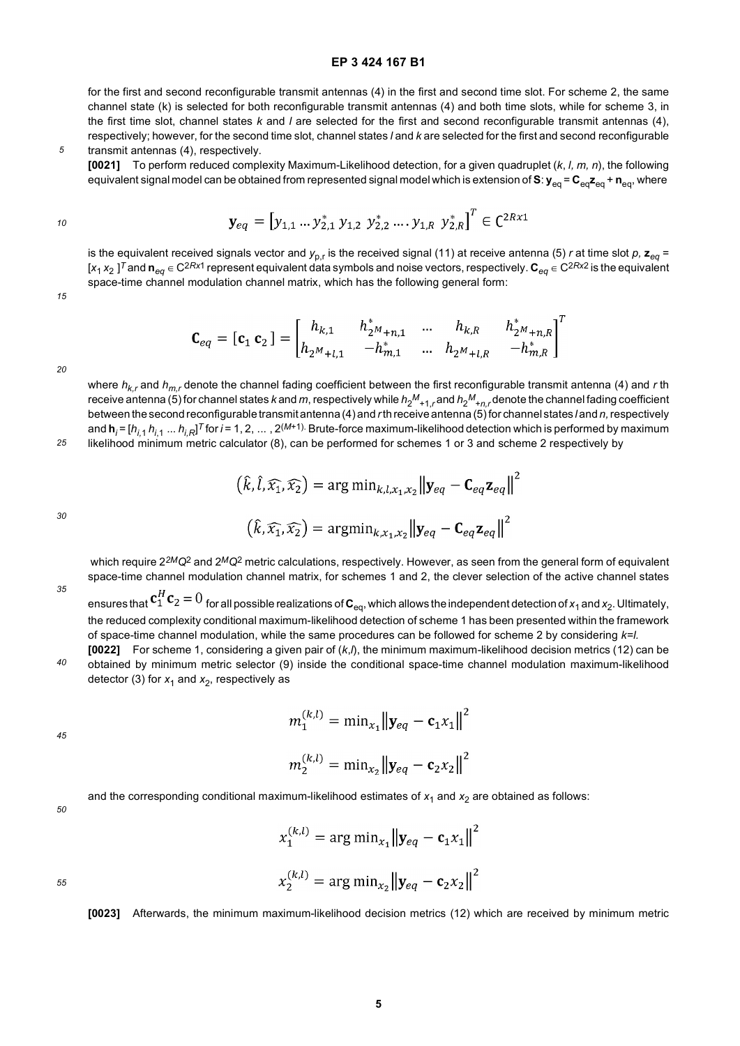for the first and second reconfigurable transmit antennas (4) in the first and second time slot. For scheme 2, the same channel state (k) is selected for both reconfigurable transmit antennas (4) and both time slots, while for scheme 3, in the first time slot, channel states *k* and *l* are selected for the first and second reconfigurable transmit antennas (4), respectively; however, for the second time slot, channel states *l* and *k* are selected for the first and second reconfigurable transmit antennas (4), respectively.

**[0021]** To perform reduced complexity Maximum-Likelihood detection, for a given quadruplet (*k*, *l*, *m*, *n*), the following equivalent signal model can be obtained from represented signal model which is extension of **S**: $\mathbf{y}_{eq} = \mathbf{C}_{eq}\mathbf{z}_{eq} + \mathbf{n}_{eq}$, where

$$\mathbf{y}_{eq} = \left[y_{1,1} \dots y^*_{2,1}\; y_{1,2}\; y^*_{2,2} \dots .\, y_{1,R}\; y^*_{2,R}\right]^T \in \mathbb{C}^{2Rx1}$$

is the equivalent received signals vector and $y_{p,r}$ is the received signal (11) at receive antenna (5) *r* at time slot *p*, $\mathbf{z}_{eq} = [x_1\; x_2\;]^T$ and $\mathbf{n}_{eq} \in \mathbb{C}^{2Rx1}$ represent equivalent data symbols and noise vectors, respectively. $\mathbf{C}_{eq} \in \mathbb{C}^{2Rx2}$ is the equivalent space-time channel modulation channel matrix, which has the following general form:

$$\mathbf{C}_{eq} = [\mathbf{c}_1\; \mathbf{c}_2\;] = \begin{bmatrix} h_{k,1} & h^*_{2^M+n,1} & \dots & h_{k,R} & h^*_{2^M+n,R} \\ h_{2^M+l,1} & -h^*_{m,1} & \dots & h_{2^M+l,R} & -h^*_{m,R} \end{bmatrix}^T$$

where $h_{k,r}$ and $h_{m,r}$ denote the channel fading coefficient between the first reconfigurable transmit antenna (4) and *r* th receive antenna (5) for channel states *k* and *m*, respectively while $h_{2^M+1,r}$ and $h_{2^M+n,r}$ denote the channel fading coefficient between the second reconfigurable transmit antenna (4) and *r* th receive antenna (5) for channel states *l* and *n*, respectively and $\mathbf{h}_i = [h_{i,1}\, h_{i,1} \dots h_{i,R}]^T$ for $i = 1, 2, \dots, 2^{(M+1)}$. Brute-force maximum-likelihood detection which is performed by maximum likelihood minimum metric calculator (8), can be performed for schemes 1 or 3 and scheme 2 respectively by

$$\left(\hat{k}, \hat{l}, \widehat{x_1}, \widehat{x_2}\right) = \arg\min_{k,l,x_1,x_2} \left\|\mathbf{y}_{eq} - \mathbf{C}_{eq}\mathbf{z}_{eq}\right\|^2$$

$$\left(\hat{k}, \widehat{x_1}, \widehat{x_2}\right) = \arg\min_{k,x_1,x_2} \left\|\mathbf{y}_{eq} - \mathbf{C}_{eq}\mathbf{z}_{eq}\right\|^2$$

which require $2^{2M}Q^2$ and $2^MQ^2$ metric calculations, respectively. However, as seen from the general form of equivalent space-time channel modulation channel matrix, for schemes 1 and 2, the clever selection of the active channel states ensures that $\mathbf{c}_1^H\mathbf{c}_2 = 0$ for all possible realizations of $\mathbf{C}_{eq}$, which allows the independent detection of $x_1$ and $x_2$. Ultimately, the reduced complexity conditional maximum-likelihood detection of scheme 1 has been presented within the framework of space-time channel modulation, while the same procedures can be followed for scheme 2 by considering *k*=*l*.

**[0022]** For scheme 1, considering a given pair of (*k*,*l*), the minimum maximum-likelihood decision metrics (12) can be obtained by minimum metric selector (9) inside the conditional space-time channel modulation maximum-likelihood detector (3) for $x_1$ and $x_2$, respectively as

$$m_1^{(k,l)} = \min_{x_1}\left\|\mathbf{y}_{eq} - \mathbf{c}_1 x_1\right\|^2$$

$$m_2^{(k,l)} = \min_{x_2}\left\|\mathbf{y}_{eq} - \mathbf{c}_2 x_2\right\|^2$$

and the corresponding conditional maximum-likelihood estimates of $x_1$ and $x_2$ are obtained as follows:

$$x_1^{(k,l)} = \arg\min_{x_1}\left\|\mathbf{y}_{eq} - \mathbf{c}_1 x_1\right\|^2$$

$$x_2^{(k,l)} = \arg\min_{x_2}\left\|\mathbf{y}_{eq} - \mathbf{c}_2 x_2\right\|^2$$

**[0023]** Afterwards, the minimum maximum-likelihood decision metrics (12) which are received by minimum metric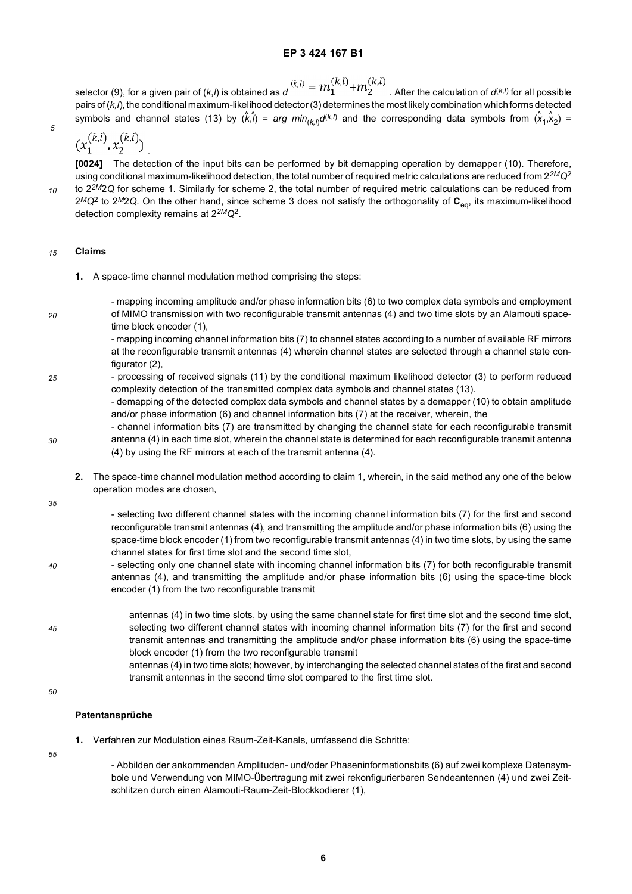selector (9), for a given pair of $(k,l)$ is obtained as $d^{(k,l)} = m_1^{(k,l)} + m_2^{(k,l)}$. After the calculation of $d^{(k,l)}$ for all possible pairs of $(k,l)$, the conditional maximum-likelihood detector (3) determines the most likely combination which forms detected symbols and channel states (13) by $(\hat{k},\hat{l}) = \arg\min_{(k,l)} d^{(k,l)}$ and the corresponding data symbols from $(\hat{x}_1,\hat{x}_2) = (x_1^{(\hat{k},\hat{l})}, x_2^{(\hat{k},\hat{l})})$.

**[0024]** The detection of the input bits can be performed by bit demapping operation by demapper (10). Therefore, using conditional maximum-likelihood detection, the total number of required metric calculations are reduced from $2^{2M}Q^2$ to $2^{2M}2Q$ for scheme 1. Similarly for scheme 2, the total number of required metric calculations can be reduced from $2^MQ^2$ to $2^M2Q$. On the other hand, since scheme 3 does not satisfy the orthogonality of $\mathbf{C}_{eq}$, its maximum-likelihood detection complexity remains at $2^{2M}Q^2$.

## Claims

1. A space-time channel modulation method comprising the steps:

   - mapping incoming amplitude and/or phase information bits (6) to two complex data symbols and employment of MIMO transmission with two reconfigurable transmit antennas (4) and two time slots by an Alamouti space-time block encoder (1),
   - mapping incoming channel information bits (7) to channel states according to a number of available RF mirrors at the reconfigurable transmit antennas (4) wherein channel states are selected through a channel state configurator (2),
   - processing of received signals (11) by the conditional maximum likelihood detector (3) to perform reduced complexity detection of the transmitted complex data symbols and channel states (13).
   - demapping of the detected complex data symbols and channel states by a demapper (10) to obtain amplitude and/or phase information (6) and channel information bits (7) at the receiver, wherein, the
   - channel information bits (7) are transmitted by changing the channel state for each reconfigurable transmit antenna (4) in each time slot, wherein the channel state is determined for each reconfigurable transmit antenna (4) by using the RF mirrors at each of the transmit antenna (4).

2. The space-time channel modulation method according to claim 1, wherein, in the said method any one of the below operation modes are chosen,

   - selecting two different channel states with the incoming channel information bits (7) for the first and second reconfigurable transmit antennas (4), and transmitting the amplitude and/or phase information bits (6) using the space-time block encoder (1) from two reconfigurable transmit antennas (4) in two time slots, by using the same channel states for first time slot and the second time slot,
   - selecting only one channel state with incoming channel information bits (7) for both reconfigurable transmit antennas (4), and transmitting the amplitude and/or phase information bits (6) using the space-time block encoder (1) from the two reconfigurable transmit

     antennas (4) in two time slots, by using the same channel state for first time slot and the second time slot, selecting two different channel states with incoming channel information bits (7) for the first and second transmit antennas and transmitting the amplitude and/or phase information bits (6) using the space-time block encoder (1) from the two reconfigurable transmit

     antennas (4) in two time slots; however, by interchanging the selected channel states of the first and second transmit antennas in the second time slot compared to the first time slot.

## Patentansprüche

1. Verfahren zur Modulation eines Raum-Zeit-Kanals, umfassend die Schritte:

   - Abbilden der ankommenden Amplituden- und/oder Phaseninformationsbits (6) auf zwei komplexe Datensymbole und Verwendung von MIMO-Übertragung mit zwei rekonfigurierbaren Sendeantennen (4) und zwei Zeitschlitzen durch einen Alamouti-Raum-Zeit-Blockkodierer (1),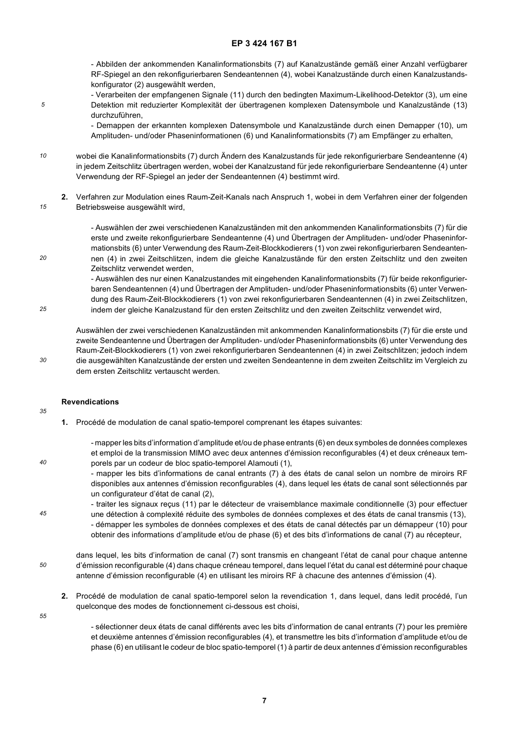- Abbilden der ankommenden Kanalinformationsbits (7) auf Kanalzustände gemäß einer Anzahl verfügbarer RF-Spiegel an den rekonfigurierbaren Sendeantennen (4), wobei Kanalzustände durch einen Kanalzustandskonfigurator (2) ausgewählt werden,
- Verarbeiten der empfangenen Signale (11) durch den bedingten Maximum-Likelihood-Detektor (3), um eine Detektion mit reduzierter Komplexität der übertragenen komplexen Datensymbole und Kanalzustände (13) durchzuführen,
- Demappen der erkannten komplexen Datensymbole und Kanalzustände durch einen Demapper (10), um Amplituden- und/oder Phaseninformationen (6) und Kanalinformationsbits (7) am Empfänger zu erhalten,

wobei die Kanalinformationsbits (7) durch Ändern des Kanalzustands für jede rekonfigurierbare Sendeantenne (4) in jedem Zeitschlitz übertragen werden, wobei der Kanalzustand für jede rekonfigurierbare Sendeantenne (4) unter Verwendung der RF-Spiegel an jeder der Sendeantennen (4) bestimmt wird.

**2.** Verfahren zur Modulation eines Raum-Zeit-Kanals nach Anspruch 1, wobei in dem Verfahren einer der folgenden Betriebsweise ausgewählt wird,

- Auswählen der zwei verschiedenen Kanalzuständen mit den ankommenden Kanalinformationsbits (7) für die erste und zweite rekonfigurierbare Sendeantenne (4) und Übertragen der Amplituden- und/oder Phaseninformationsbits (6) unter Verwendung des Raum-Zeit-Blockkodierers (1) von zwei rekonfigurierbaren Sendeantennen (4) in zwei Zeitschlitzen, indem die gleiche Kanalzustände für den ersten Zeitschlitz und den zweiten Zeitschlitz verwendet werden,
- Auswählen des nur einen Kanalzustandes mit eingehenden Kanalinformationsbits (7) für beide rekonfigurierbaren Sendeantennen (4) und Übertragen der Amplituden- und/oder Phaseninformationsbits (6) unter Verwendung des Raum-Zeit-Blockkodierers (1) von zwei rekonfigurierbaren Sendeantennen (4) in zwei Zeitschlitzen, indem der gleiche Kanalzustand für den ersten Zeitschlitz und den zweiten Zeitschlitz verwendet wird,

Auswählen der zwei verschiedenen Kanalzuständen mit ankommenden Kanalinformationsbits (7) für die erste und zweite Sendeantenne und Übertragen der Amplituden- und/oder Phaseninformationsbits (6) unter Verwendung des Raum-Zeit-Blockkodierers (1) von zwei rekonfigurierbaren Sendeantennen (4) in zwei Zeitschlitzen; jedoch indem die ausgewählten Kanalzustände der ersten und zweiten Sendeantenne in dem zweiten Zeitschlitz im Vergleich zu dem ersten Zeitschlitz vertauscht werden.

## Revendications

**1.** Procédé de modulation de canal spatio-temporel comprenant les étapes suivantes:

- mapper les bits d'information d'amplitude et/ou de phase entrants (6) en deux symboles de données complexes et emploi de la transmission MIMO avec deux antennes d'émission reconfigurables (4) et deux créneaux temporels par un codeur de bloc spatio-temporel Alamouti (1),
- mapper les bits d'informations de canal entrants (7) à des états de canal selon un nombre de miroirs RF disponibles aux antennes d'émission reconfigurables (4), dans lequel les états de canal sont sélectionnés par un configurateur d'état de canal (2),
- traiter les signaux reçus (11) par le détecteur de vraisemblance maximale conditionnelle (3) pour effectuer une détection à complexité réduite des symboles de données complexes et des états de canal transmis (13),
- démapper les symboles de données complexes et des états de canal détectés par un démappeur (10) pour obtenir des informations d'amplitude et/ou de phase (6) et des bits d'informations de canal (7) au récepteur,

dans lequel, les bits d'information de canal (7) sont transmis en changeant l'état de canal pour chaque antenne d'émission reconfigurable (4) dans chaque créneau temporel, dans lequel l'état du canal est déterminé pour chaque antenne d'émission reconfigurable (4) en utilisant les miroirs RF à chacune des antennes d'émission (4).

**2.** Procédé de modulation de canal spatio-temporel selon la revendication 1, dans lequel, dans ledit procédé, l'un quelconque des modes de fonctionnement ci-dessous est choisi,

- sélectionner deux états de canal différents avec les bits d'information de canal entrants (7) pour les première et deuxième antennes d'émission reconfigurables (4), et transmettre les bits d'information d'amplitude et/ou de phase (6) en utilisant le codeur de bloc spatio-temporel (1) à partir de deux antennes d'émission reconfigurables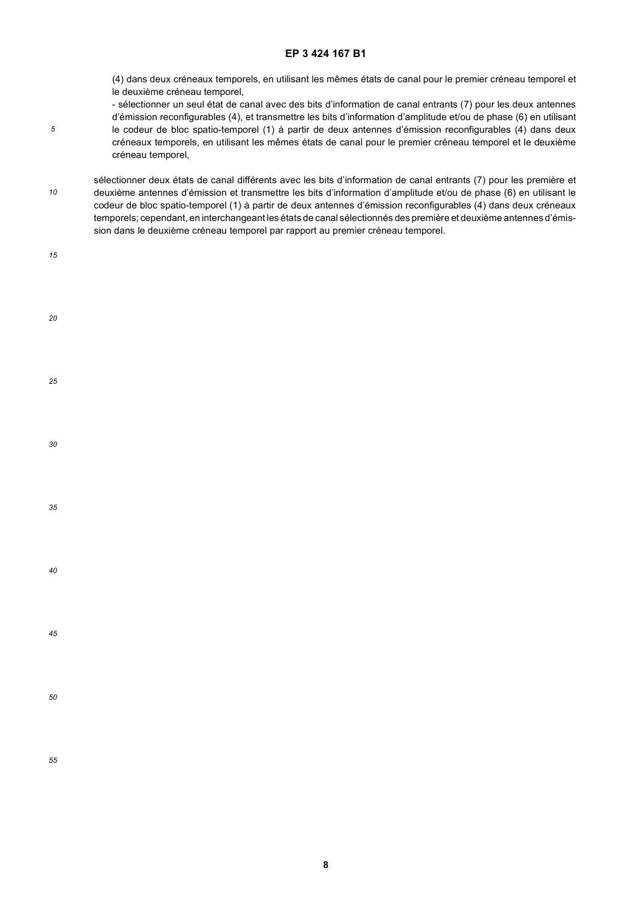(4) dans deux créneaux temporels, en utilisant les mêmes états de canal pour le premier créneau temporel et le deuxième créneau temporel,

- sélectionner un seul état de canal avec des bits d'information de canal entrants (7) pour les deux antennes d'émission reconfigurables (4), et transmettre les bits d'information d'amplitude et/ou de phase (6) en utilisant le codeur de bloc spatio-temporel (1) à partir de deux antennes d'émission reconfigurables (4) dans deux créneaux temporels, en utilisant les mêmes états de canal pour le premier créneau temporel et le deuxième créneau temporel,

sélectionner deux états de canal différents avec les bits d'information de canal entrants (7) pour les première et deuxième antennes d'émission et transmettre les bits d'information d'amplitude et/ou de phase (6) en utilisant le codeur de bloc spatio-temporel (1) à partir de deux antennes d'émission reconfigurables (4) dans deux créneaux temporels; cependant, en interchangeant les états de canal sélectionnés des première et deuxième antennes d'émission dans le deuxième créneau temporel par rapport au premier créneau temporel.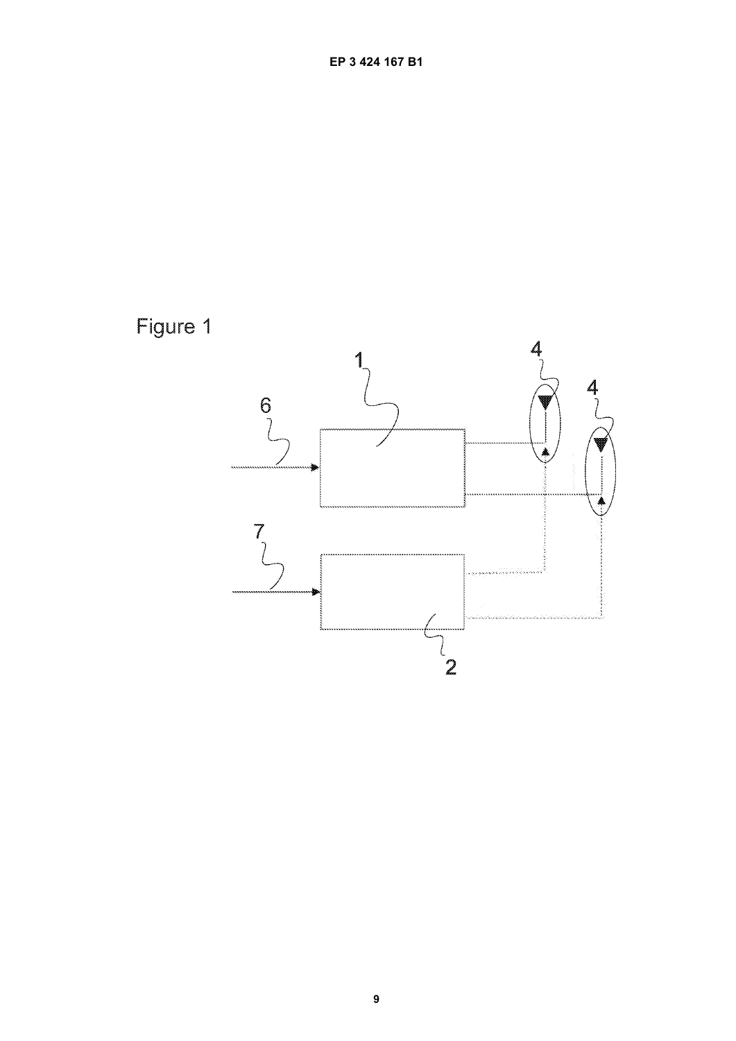Figure 1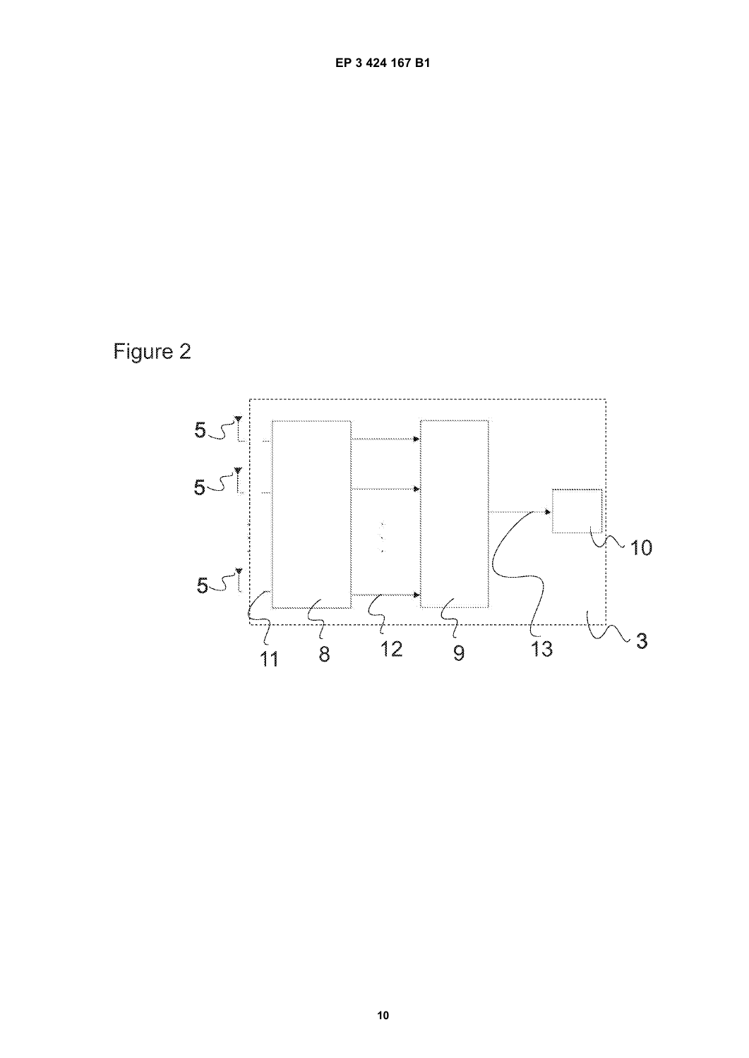Figure 2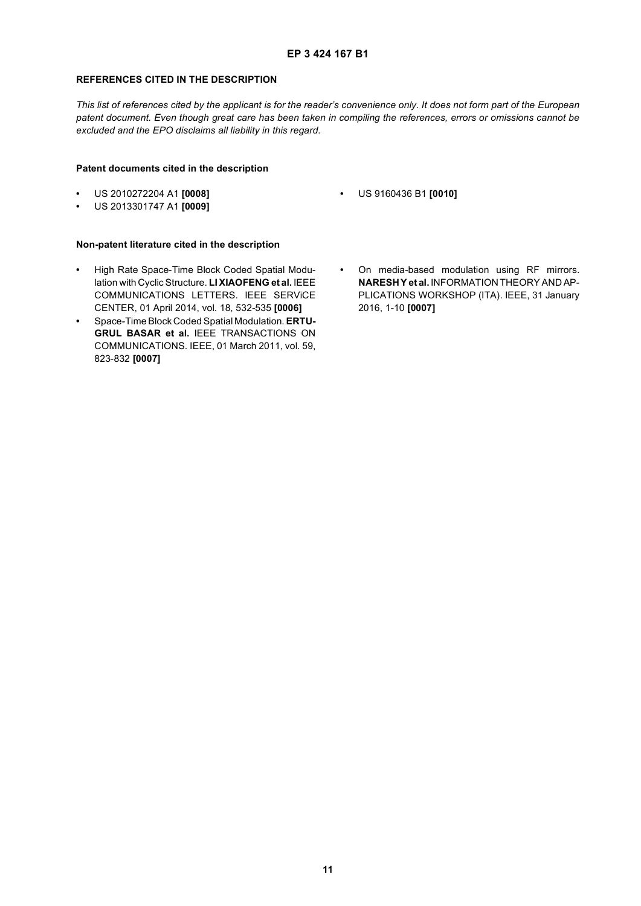## REFERENCES CITED IN THE DESCRIPTION

*This list of references cited by the applicant is for the reader's convenience only. It does not form part of the European patent document. Even though great care has been taken in compiling the references, errors or omissions cannot be excluded and the EPO disclaims all liability in this regard.*

### Patent documents cited in the description

- US 2010272204 A1 **[0008]**
- US 2013301747 A1 **[0009]**
- US 9160436 B1 **[0010]**

### Non-patent literature cited in the description

- High Rate Space-Time Block Coded Spatial Modulation with Cyclic Structure. **LI XIAOFENG et al.** IEEE COMMUNICATIONS LETTERS. IEEE SERViCE CENTER, 01 April 2014, vol. 18, 532-535 **[0006]**
- Space-Time Block Coded Spatial Modulation. **ERTUGRUL BASAR et al.** IEEE TRANSACTIONS ON COMMUNICATIONS. IEEE, 01 March 2011, vol. 59, 823-832 **[0007]**
- On media-based modulation using RF mirrors. **NARESH Y et al.** INFORMATION THEORY AND APPLICATIONS WORKSHOP (ITA). IEEE, 31 January 2016, 1-10 **[0007]**